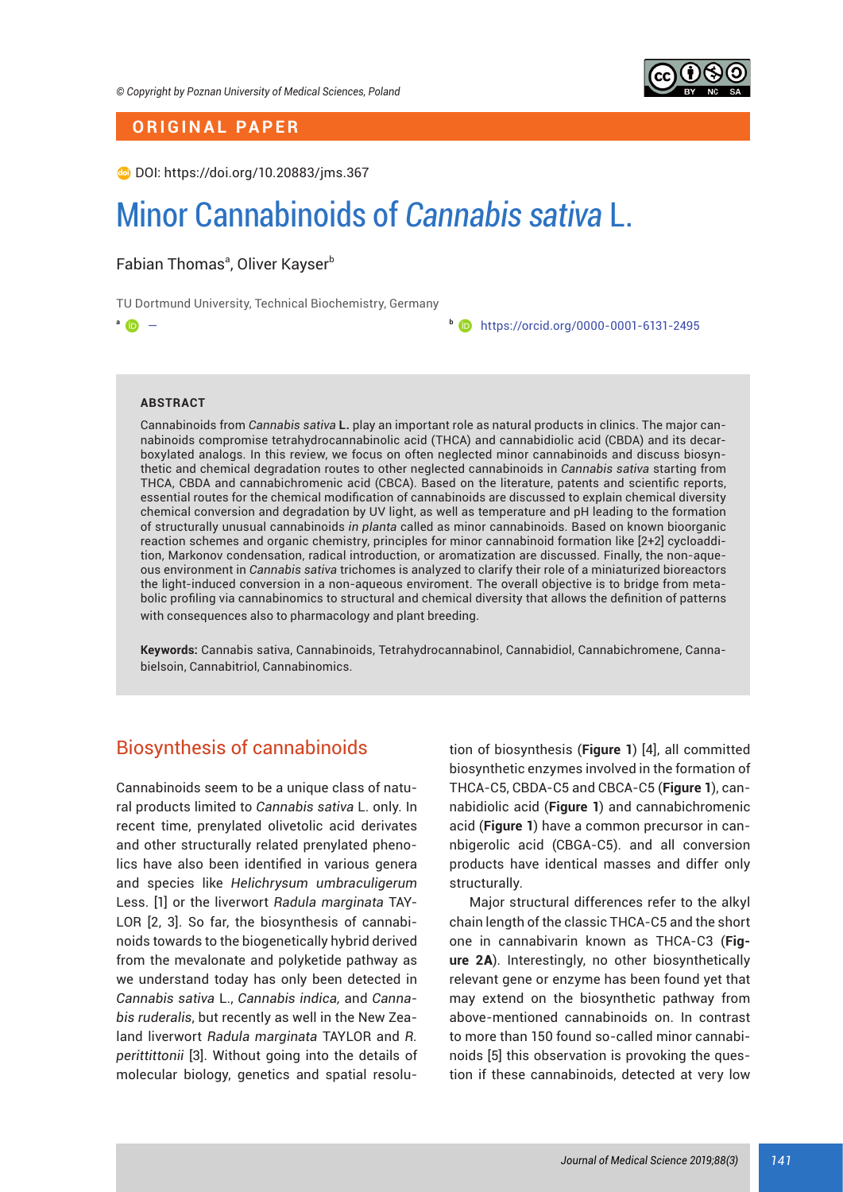© Copyright by Poznan University of Medical Sciences, Poland

**ORIGINAL PAPER**

DOI: https://doi.org/10.20883/jms.367

# Minor Cannabinoids of *Cannabis sativa* L.

Fabian Thomas[a], Oliver Kayser[b]

TU Dortmund University, Technical Biochemistry, Germany

[a] —

[b] https://orcid.org/0000-0001-6131-2495

**ABSTRACT**

Cannabinoids from *Cannabis sativa* **L.** play an important role as natural products in clinics. The major cannabinoids compromise tetrahydrocannabinolic acid (THCA) and cannabidiolic acid (CBDA) and its decarboxylated analogs. In this review, we focus on often neglected minor cannabinoids and discuss biosynthetic and chemical degradation routes to other neglected cannabinoids in *Cannabis sativa* starting from THCA, CBDA and cannabichromenic acid (CBCA). Based on the literature, patents and scientific reports, essential routes for the chemical modification of cannabinoids are discussed to explain chemical diversity chemical conversion and degradation by UV light, as well as temperature and pH leading to the formation of structurally unusual cannabinoids *in planta* called as minor cannabinoids. Based on known bioorganic reaction schemes and organic chemistry, principles for minor cannabinoid formation like [2+2] cycloaddition, Markonov condensation, radical introduction, or aromatization are discussed. Finally, the non-aqueous environment in *Cannabis sativa* trichomes is analyzed to clarify their role of a miniaturized bioreactors the light-induced conversion in a non-aqueous enviroment. The overall objective is to bridge from metabolic profiling via cannabinomics to structural and chemical diversity that allows the definition of patterns with consequences also to pharmacology and plant breeding.

**Keywords:** Cannabis sativa, Cannabinoids, Tetrahydrocannabinol, Cannabidiol, Cannabichromene, Cannabielsoin, Cannabitriol, Cannabinomics.

## Biosynthesis of cannabinoids

Cannabinoids seem to be a unique class of natural products limited to *Cannabis sativa* L. only. In recent time, prenylated olivetolic acid derivates and other structurally related prenylated phenolics have also been identified in various genera and species like *Helichrysum umbraculigerum* Less. [1] or the liverwort *Radula marginata* TAYLOR [2, 3]. So far, the biosynthesis of cannabinoids towards to the biogenetically hybrid derived from the mevalonate and polyketide pathway as we understand today has only been detected in *Cannabis sativa* L., *Cannabis indica,* and *Cannabis ruderalis*, but recently as well in the New Zealand liverwort *Radula marginata* TAYLOR and *R. perittittonii* [3]. Without going into the details of molecular biology, genetics and spatial resolution of biosynthesis (**Figure 1**) [4], all committed biosynthetic enzymes involved in the formation of THCA-C5, CBDA-C5 and CBCA-C5 (**Figure 1**), cannabidiolic acid (**Figure 1**) and cannabichromenic acid (**Figure 1**) have a common precursor in cannbigerolic acid (CBGA-C5). and all conversion products have identical masses and differ only structurally.

Major structural differences refer to the alkyl chain length of the classic THCA-C5 and the short one in cannabivarin known as THCA-C3 (**Figure 2A**). Interestingly, no other biosynthetically relevant gene or enzyme has been found yet that may extend on the biosynthetic pathway from above-mentioned cannabinoids on. In contrast to more than 150 found so-called minor cannabinoids [5] this observation is provoking the question if these cannabinoids, detected at very low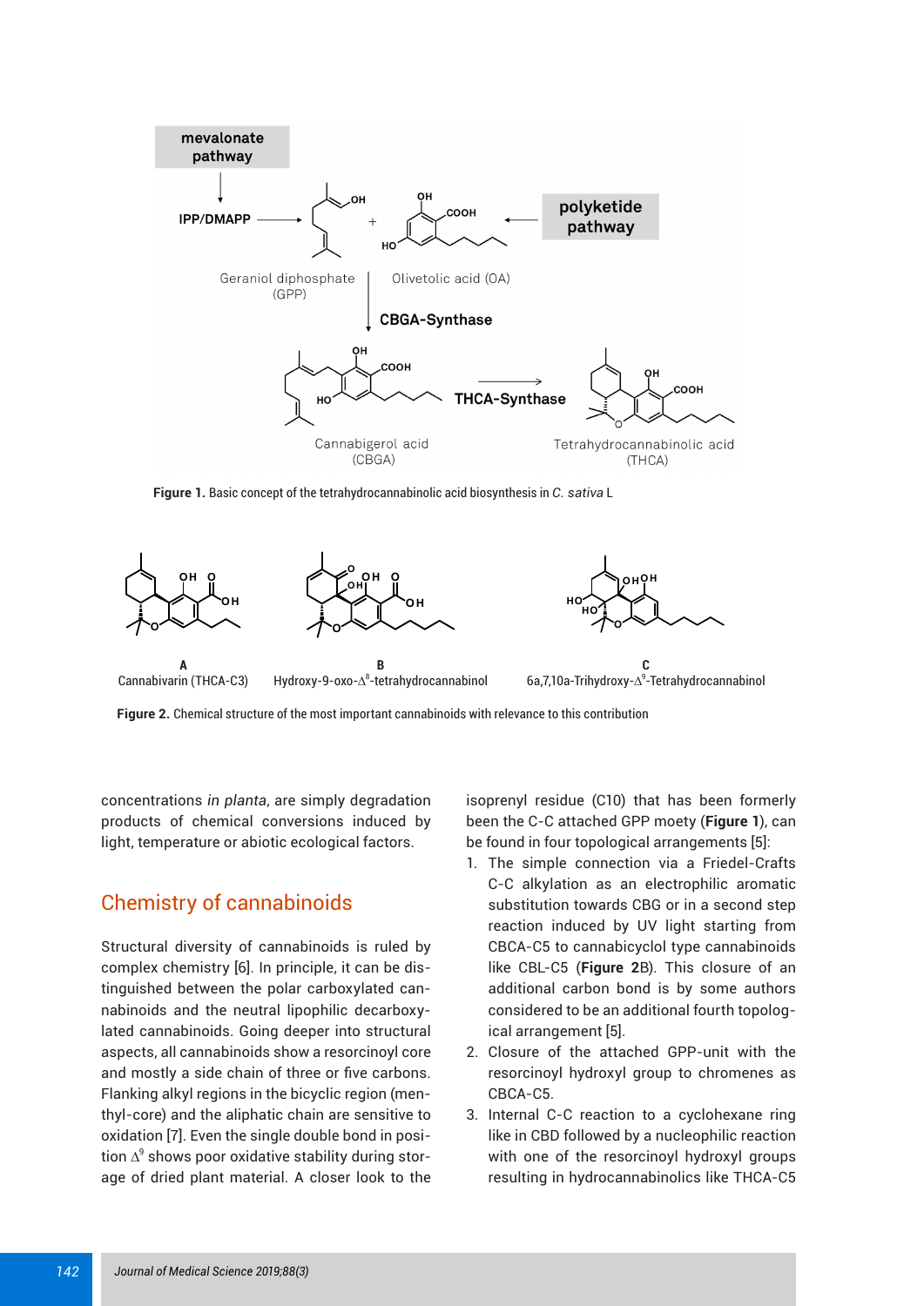Figure 1. Basic concept of the tetrahydrocannabinolic acid biosynthesis in *C. sativa* L

A
Cannabivarin (THCA-C3)

B
Hydroxy-9-oxo-$\Delta^8$-tetrahydrocannabinol

C
6a,7,10a-Trihydroxy-$\Delta^9$-Tetrahydrocannabinol

**Figure 2.** Chemical structure of the most important cannabinoids with relevance to this contribution

concentrations *in planta*, are simply degradation products of chemical conversions induced by light, temperature or abiotic ecological factors.

## Chemistry of cannabinoids

Structural diversity of cannabinoids is ruled by complex chemistry [6]. In principle, it can be distinguished between the polar carboxylated cannabinoids and the neutral lipophilic decarboxylated cannabinoids. Going deeper into structural aspects, all cannabinoids show a resorcinoyl core and mostly a side chain of three or five carbons. Flanking alkyl regions in the bicyclic region (menthyl-core) and the aliphatic chain are sensitive to oxidation [7]. Even the single double bond in position $\Delta^9$ shows poor oxidative stability during storage of dried plant material. A closer look to the isoprenyl residue (C10) that has been formerly been the C-C attached GPP moety (**Figure 1**), can be found in four topological arrangements [5]:

1. The simple connection via a Friedel-Crafts C-C alkylation as an electrophilic aromatic substitution towards CBG or in a second step reaction induced by UV light starting from CBCA-C5 to cannabicyclol type cannabinoids like CBL-C5 (**Figure 2**B). This closure of an additional carbon bond is by some authors considered to be an additional fourth topological arrangement [5].
2. Closure of the attached GPP-unit with the resorcinoyl hydroxyl group to chromenes as CBCA-C5.
3. Internal C-C reaction to a cyclohexane ring like in CBD followed by a nucleophilic reaction with one of the resorcinoyl hydroxyl groups resulting in hydrocannabinolics like THCA-C5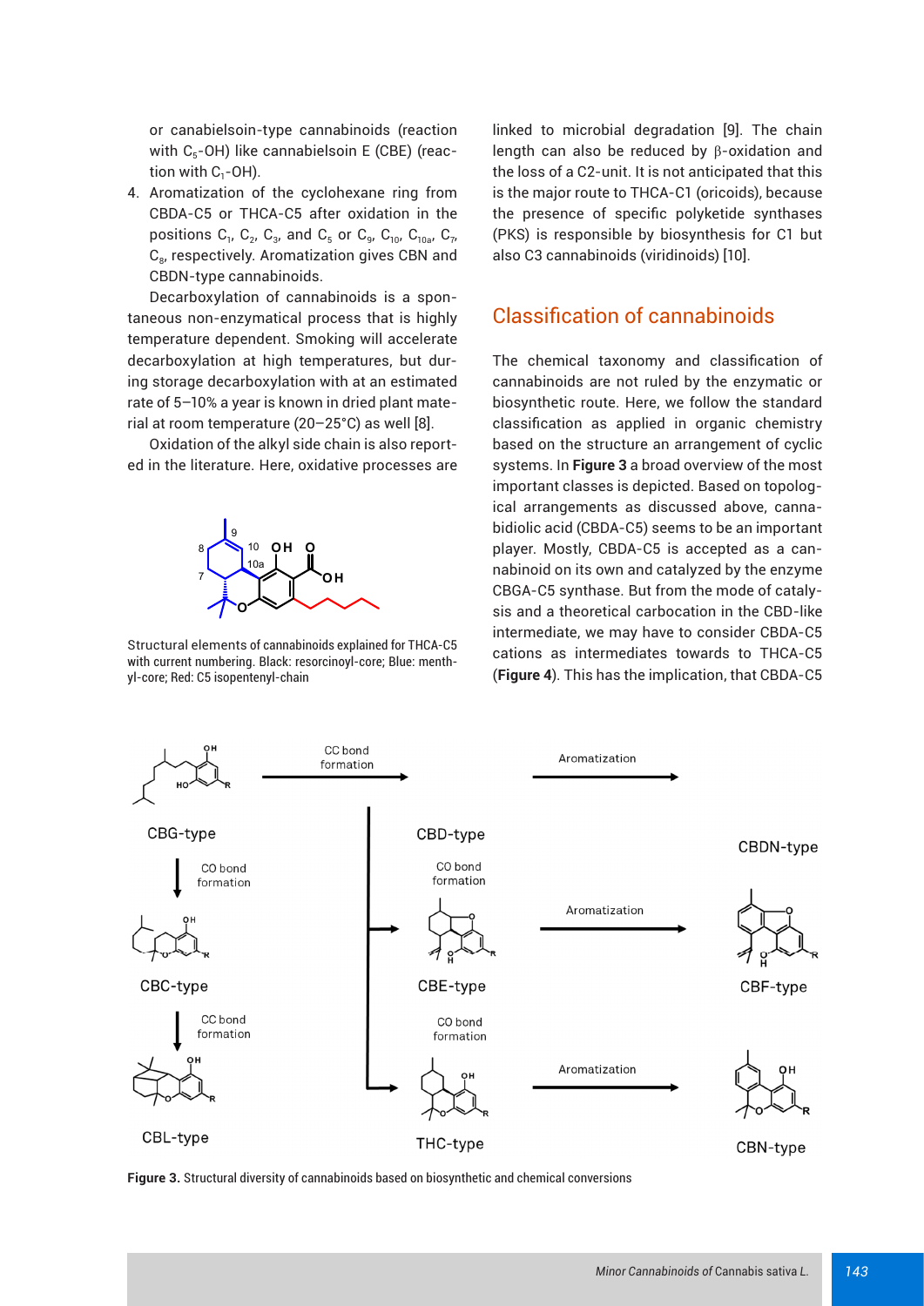or canabielsoin-type cannabinoids (reaction with $C_5$-OH) like cannabielsoin E (CBE) (reaction with $C_1$-OH).

4. Aromatization of the cyclohexane ring from CBDA-C5 or THCA-C5 after oxidation in the positions $C_1$, $C_2$, $C_3$, and $C_5$ or $C_9$, $C_{10}$, $C_{10a}$, $C_7$, $C_8$, respectively. Aromatization gives CBN and CBDN-type cannabinoids.

Decarboxylation of cannabinoids is a spontaneous non-enzymatical process that is highly temperature dependent. Smoking will accelerate decarboxylation at high temperatures, but during storage decarboxylation with at an estimated rate of 5–10% a year is known in dried plant material at room temperature (20–25°C) as well [8].

Oxidation of the alkyl side chain is also reported in the literature. Here, oxidative processes are linked to microbial degradation [9]. The chain length can also be reduced by β-oxidation and the loss of a C2-unit. It is not anticipated that this is the major route to THCA-C1 (oricoids), because the presence of specific polyketide synthases (PKS) is responsible by biosynthesis for C1 but also C3 cannabinoids (viridinoids) [10].

Structural elements of cannabinoids explained for THCA-C5 with current numbering. Black: resorcinoyl-core; Blue: menthyl-core; Red: C5 isopentenyl-chain

## Classification of cannabinoids

The chemical taxonomy and classification of cannabinoids are not ruled by the enzymatic or biosynthetic route. Here, we follow the standard classification as applied in organic chemistry based on the structure an arrangement of cyclic systems. In **Figure 3** a broad overview of the most important classes is depicted. Based on topological arrangements as discussed above, cannabidiolic acid (CBDA-C5) seems to be an important player. Mostly, CBDA-C5 is accepted as a cannabinoid on its own and catalyzed by the enzyme CBGA-C5 synthase. But from the mode of catalysis and a theoretical carbocation in the CBD-like intermediate, we may have to consider CBDA-C5 cations as intermediates towards to THCA-C5 (**Figure 4**). This has the implication, that CBDA-C5

**Figure 3.** Structural diversity of cannabinoids based on biosynthetic and chemical conversions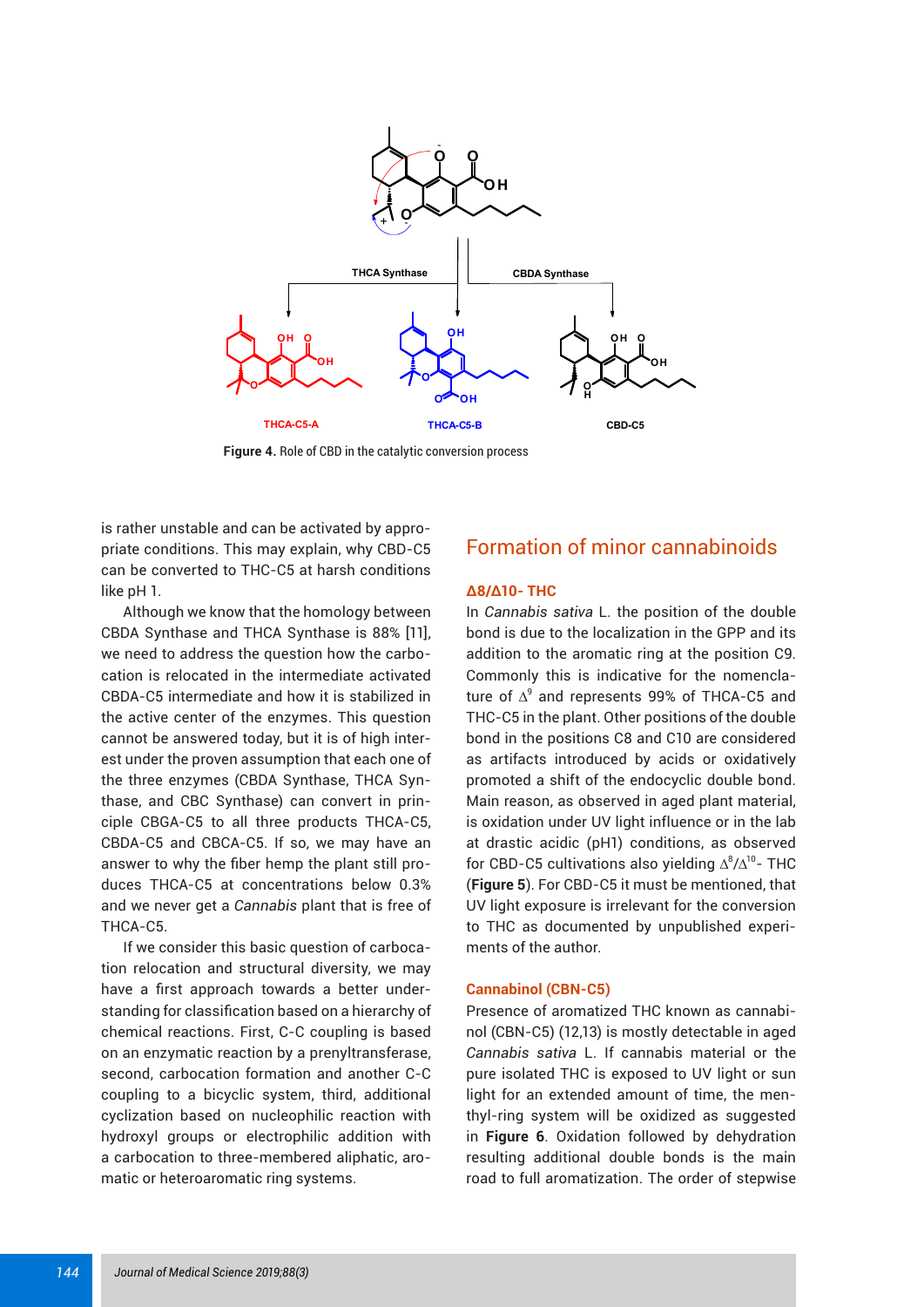Figure 4. Role of CBD in the catalytic conversion process

is rather unstable and can be activated by appropriate conditions. This may explain, why CBD-C5 can be converted to THC-C5 at harsh conditions like pH 1.

Although we know that the homology between CBDA Synthase and THCA Synthase is 88% [11], we need to address the question how the carbocation is relocated in the intermediate activated CBDA-C5 intermediate and how it is stabilized in the active center of the enzymes. This question cannot be answered today, but it is of high interest under the proven assumption that each one of the three enzymes (CBDA Synthase, THCA Synthase, and CBC Synthase) can convert in principle CBGA-C5 to all three products THCA-C5, CBDA-C5 and CBCA-C5. If so, we may have an answer to why the fiber hemp the plant still produces THCA-C5 at concentrations below 0.3% and we never get a *Cannabis* plant that is free of THCA-C5.

If we consider this basic question of carbocation relocation and structural diversity, we may have a first approach towards a better understanding for classification based on a hierarchy of chemical reactions. First, C-C coupling is based on an enzymatic reaction by a prenyltransferase, second, carbocation formation and another C-C coupling to a bicyclic system, third, additional cyclization based on nucleophilic reaction with hydroxyl groups or electrophilic addition with a carbocation to three-membered aliphatic, aromatic or heteroaromatic ring systems.

## Formation of minor cannabinoids

### Δ8/Δ10- THC

In *Cannabis sativa* L. the position of the double bond is due to the localization in the GPP and its addition to the aromatic ring at the position C9. Commonly this is indicative for the nomenclature of $\Delta^9$ and represents 99% of THCA-C5 and THC-C5 in the plant. Other positions of the double bond in the positions C8 and C10 are considered as artifacts introduced by acids or oxidatively promoted a shift of the endocyclic double bond. Main reason, as observed in aged plant material, is oxidation under UV light influence or in the lab at drastic acidic (pH1) conditions, as observed for CBD-C5 cultivations also yielding $\Delta^8/\Delta^{10}$- THC (**Figure 5**). For CBD-C5 it must be mentioned, that UV light exposure is irrelevant for the conversion to THC as documented by unpublished experiments of the author.

### Cannabinol (CBN-C5)

Presence of aromatized THC known as cannabinol (CBN-C5) (12,13) is mostly detectable in aged *Cannabis sativa* L. If cannabis material or the pure isolated THC is exposed to UV light or sun light for an extended amount of time, the menthyl-ring system will be oxidized as suggested in **Figure 6**. Oxidation followed by dehydration resulting additional double bonds is the main road to full aromatization. The order of stepwise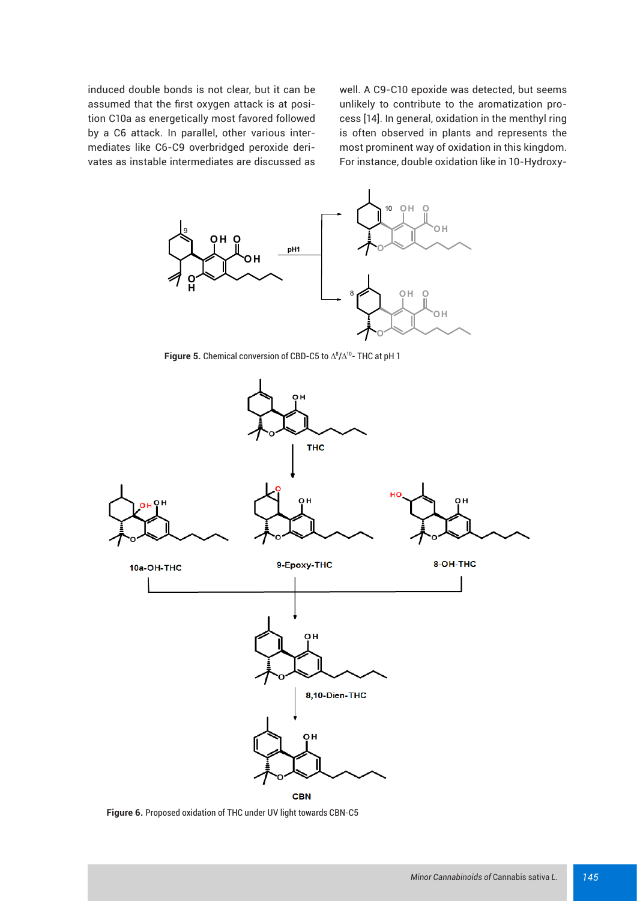induced double bonds is not clear, but it can be assumed that the first oxygen attack is at position C10a as energetically most favored followed by a C6 attack. In parallel, other various intermediates like C6-C9 overbridged peroxide derivates as instable intermediates are discussed as well. A C9-C10 epoxide was detected, but seems unlikely to contribute to the aromatization process [14]. In general, oxidation in the menthyl ring is often observed in plants and represents the most prominent way of oxidation in this kingdom. For instance, double oxidation like in 10-Hydroxy-

**Figure 5.** Chemical conversion of CBD-C5 to $\Delta^8/\Delta^{10}$- THC at pH 1

**Figure 6.** Proposed oxidation of THC under UV light towards CBN-C5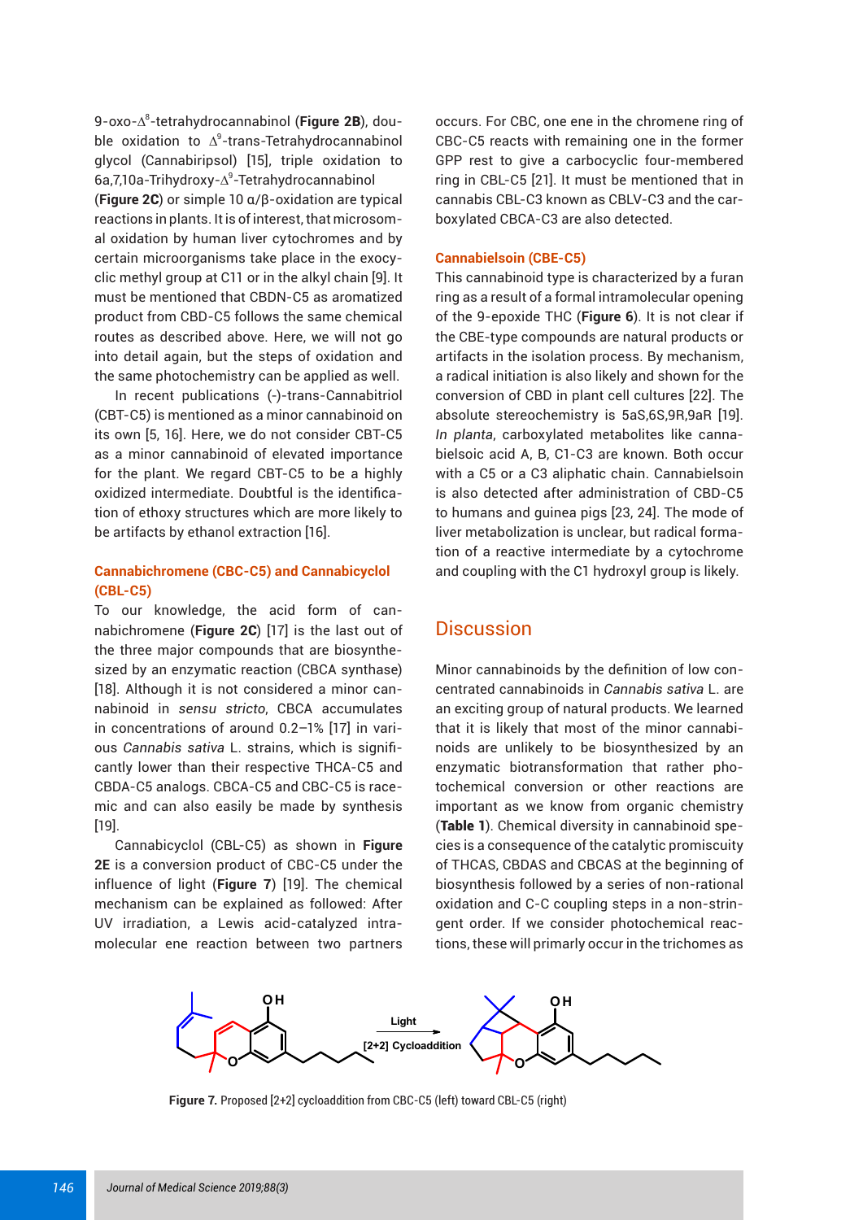9-oxo-$\Delta^8$-tetrahydrocannabinol (**Figure 2B**), double oxidation to $\Delta^9$-trans-Tetrahydrocannabinol glycol (Cannabiripsol) [15], triple oxidation to 6a,7,10a-Trihydroxy-$\Delta^9$-Tetrahydrocannabinol (**Figure 2C**) or simple 10 α/β-oxidation are typical reactions in plants. It is of interest, that microsomal oxidation by human liver cytochromes and by certain microorganisms take place in the exocyclic methyl group at C11 or in the alkyl chain [9]. It must be mentioned that CBDN-C5 as aromatized product from CBD-C5 follows the same chemical routes as described above. Here, we will not go into detail again, but the steps of oxidation and the same photochemistry can be applied as well.

In recent publications (-)-trans-Cannabitriol (CBT-C5) is mentioned as a minor cannabinoid on its own [5, 16]. Here, we do not consider CBT-C5 as a minor cannabinoid of elevated importance for the plant. We regard CBT-C5 to be a highly oxidized intermediate. Doubtful is the identification of ethoxy structures which are more likely to be artifacts by ethanol extraction [16].

### Cannabichromene (CBC-C5) and Cannabicyclol (CBL-C5)

To our knowledge, the acid form of cannabichromene (**Figure 2C**) [17] is the last out of the three major compounds that are biosynthesized by an enzymatic reaction (CBCA synthase) [18]. Although it is not considered a minor cannabinoid in *sensu stricto*, CBCA accumulates in concentrations of around 0.2–1% [17] in various *Cannabis sativa* L. strains, which is significantly lower than their respective THCA-C5 and CBDA-C5 analogs. CBCA-C5 and CBC-C5 is racemic and can also easily be made by synthesis [19].

Cannabicyclol (CBL-C5) as shown in **Figure 2E** is a conversion product of CBC-C5 under the influence of light (**Figure 7**) [19]. The chemical mechanism can be explained as followed: After UV irradiation, a Lewis acid-catalyzed intramolecular ene reaction between two partners occurs. For CBC, one ene in the chromene ring of CBC-C5 reacts with remaining one in the former GPP rest to give a carbocyclic four-membered ring in CBL-C5 [21]. It must be mentioned that in cannabis CBL-C3 known as CBLV-C3 and the carboxylated CBCA-C3 are also detected.

### Cannabielsoin (CBE-C5)

This cannabinoid type is characterized by a furan ring as a result of a formal intramolecular opening of the 9-epoxide THC (**Figure 6**). It is not clear if the CBE-type compounds are natural products or artifacts in the isolation process. By mechanism, a radical initiation is also likely and shown for the conversion of CBD in plant cell cultures [22]. The absolute stereochemistry is 5aS,6S,9R,9aR [19]. *In planta*, carboxylated metabolites like cannabielsoic acid A, B, C1-C3 are known. Both occur with a C5 or a C3 aliphatic chain. Cannabielsoin is also detected after administration of CBD-C5 to humans and guinea pigs [23, 24]. The mode of liver metabolization is unclear, but radical formation of a reactive intermediate by a cytochrome and coupling with the C1 hydroxyl group is likely.

## Discussion

Minor cannabinoids by the definition of low concentrated cannabinoids in *Cannabis sativa* L. are an exciting group of natural products. We learned that it is likely that most of the minor cannabinoids are unlikely to be biosynthesized by an enzymatic biotransformation that rather photochemical conversion or other reactions are important as we know from organic chemistry (**Table 1**). Chemical diversity in cannabinoid species is a consequence of the catalytic promiscuity of THCAS, CBDAS and CBCAS at the beginning of biosynthesis followed by a series of non-rational oxidation and C-C coupling steps in a non-stringent order. If we consider photochemical reactions, these will primarily occur in the trichomes as

**Figure 7.** Proposed [2+2] cycloaddition from CBC-C5 (left) toward CBL-C5 (right)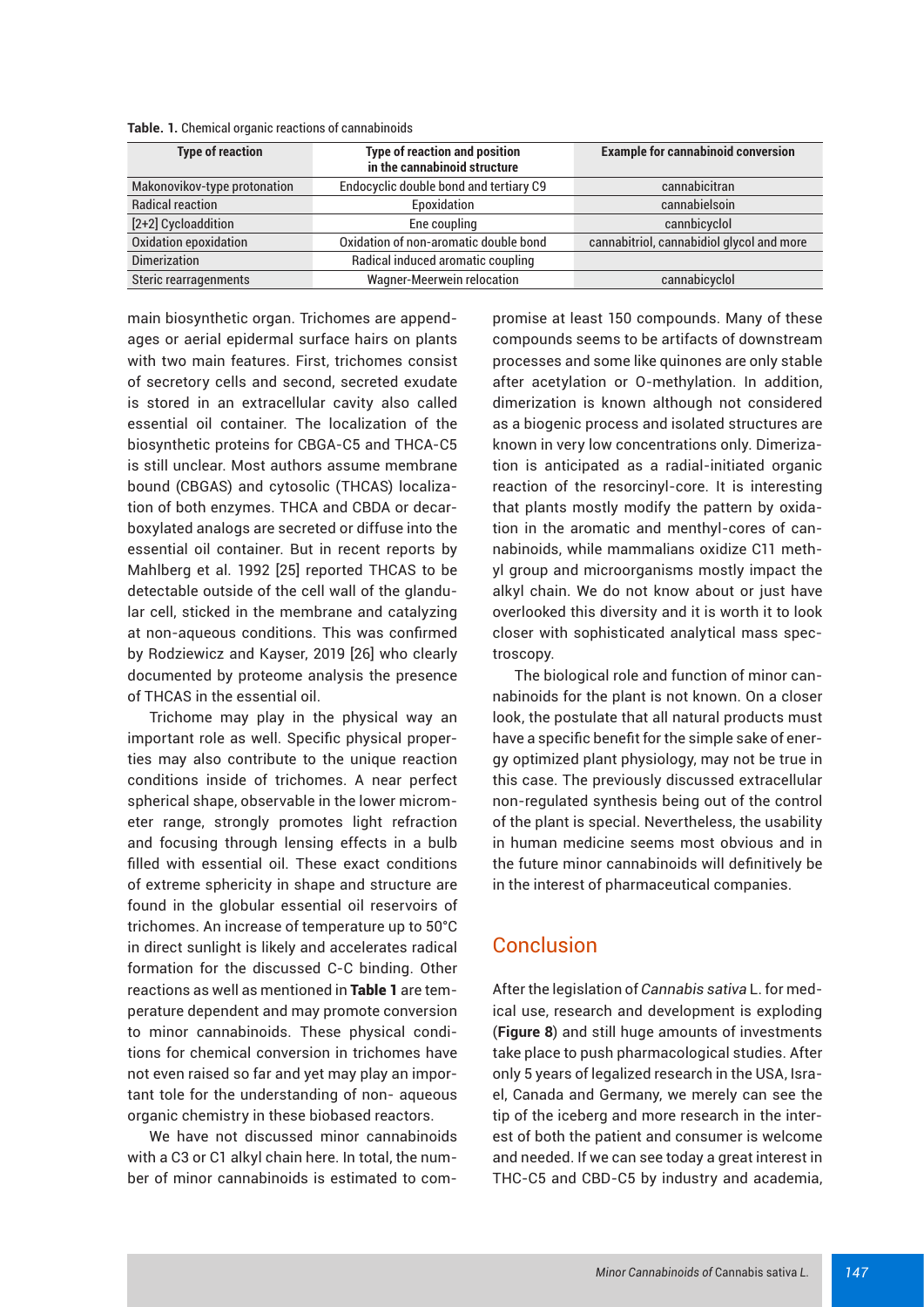**Table. 1.** Chemical organic reactions of cannabinoids

| Type of reaction | Type of reaction and position in the cannabinoid structure | Example for cannabinoid conversion |
|---|---|---|
| Makonovikov-type protonation | Endocyclic double bond and tertiary C9 | cannabicitran |
| Radical reaction | Epoxidation | cannabielsoin |
| [2+2] Cycloaddition | Ene coupling | cannbicyclol |
| Oxidation epoxidation | Oxidation of non-aromatic double bond | cannabitriol, cannabidiol glycol and more |
| Dimerization | Radical induced aromatic coupling | |
| Steric rearragenments | Wagner-Meerwein relocation | cannabicyclol |

main biosynthetic organ. Trichomes are appendages or aerial epidermal surface hairs on plants with two main features. First, trichomes consist of secretory cells and second, secreted exudate is stored in an extracellular cavity also called essential oil container. The localization of the biosynthetic proteins for CBGA-C5 and THCA-C5 is still unclear. Most authors assume membrane bound (CBGAS) and cytosolic (THCAS) localization of both enzymes. THCA and CBDA or decarboxylated analogs are secreted or diffuse into the essential oil container. But in recent reports by Mahlberg et al. 1992 [25] reported THCAS to be detectable outside of the cell wall of the glandular cell, sticked in the membrane and catalyzing at non-aqueous conditions. This was confirmed by Rodziewicz and Kayser, 2019 [26] who clearly documented by proteome analysis the presence of THCAS in the essential oil.

Trichome may play in the physical way an important role as well. Specific physical properties may also contribute to the unique reaction conditions inside of trichomes. A near perfect spherical shape, observable in the lower micrometer range, strongly promotes light refraction and focusing through lensing effects in a bulb filled with essential oil. These exact conditions of extreme sphericity in shape and structure are found in the globular essential oil reservoirs of trichomes. An increase of temperature up to 50°C in direct sunlight is likely and accelerates radical formation for the discussed C-C binding. Other reactions as well as mentioned in **Table 1** are temperature dependent and may promote conversion to minor cannabinoids. These physical conditions for chemical conversion in trichomes have not even raised so far and yet may play an important tole for the understanding of non- aqueous organic chemistry in these biobased reactors.

We have not discussed minor cannabinoids with a C3 or C1 alkyl chain here. In total, the number of minor cannabinoids is estimated to compromise at least 150 compounds. Many of these compounds seems to be artifacts of downstream processes and some like quinones are only stable after acetylation or O-methylation. In addition, dimerization is known although not considered as a biogenic process and isolated structures are known in very low concentrations only. Dimerization is anticipated as a radial-initiated organic reaction of the resorcinyl-core. It is interesting that plants mostly modify the pattern by oxidation in the aromatic and menthyl-cores of cannabinoids, while mammalians oxidize C11 methyl group and microorganisms mostly impact the alkyl chain. We do not know about or just have overlooked this diversity and it is worth it to look closer with sophisticated analytical mass spectroscopy.

The biological role and function of minor cannabinoids for the plant is not known. On a closer look, the postulate that all natural products must have a specific benefit for the simple sake of energy optimized plant physiology, may not be true in this case. The previously discussed extracellular non-regulated synthesis being out of the control of the plant is special. Nevertheless, the usability in human medicine seems most obvious and in the future minor cannabinoids will definitively be in the interest of pharmaceutical companies.

## Conclusion

After the legislation of *Cannabis sativa* L. for medical use, research and development is exploding (**Figure 8**) and still huge amounts of investments take place to push pharmacological studies. After only 5 years of legalized research in the USA, Israel, Canada and Germany, we merely can see the tip of the iceberg and more research in the interest of both the patient and consumer is welcome and needed. If we can see today a great interest in THC-C5 and CBD-C5 by industry and academia,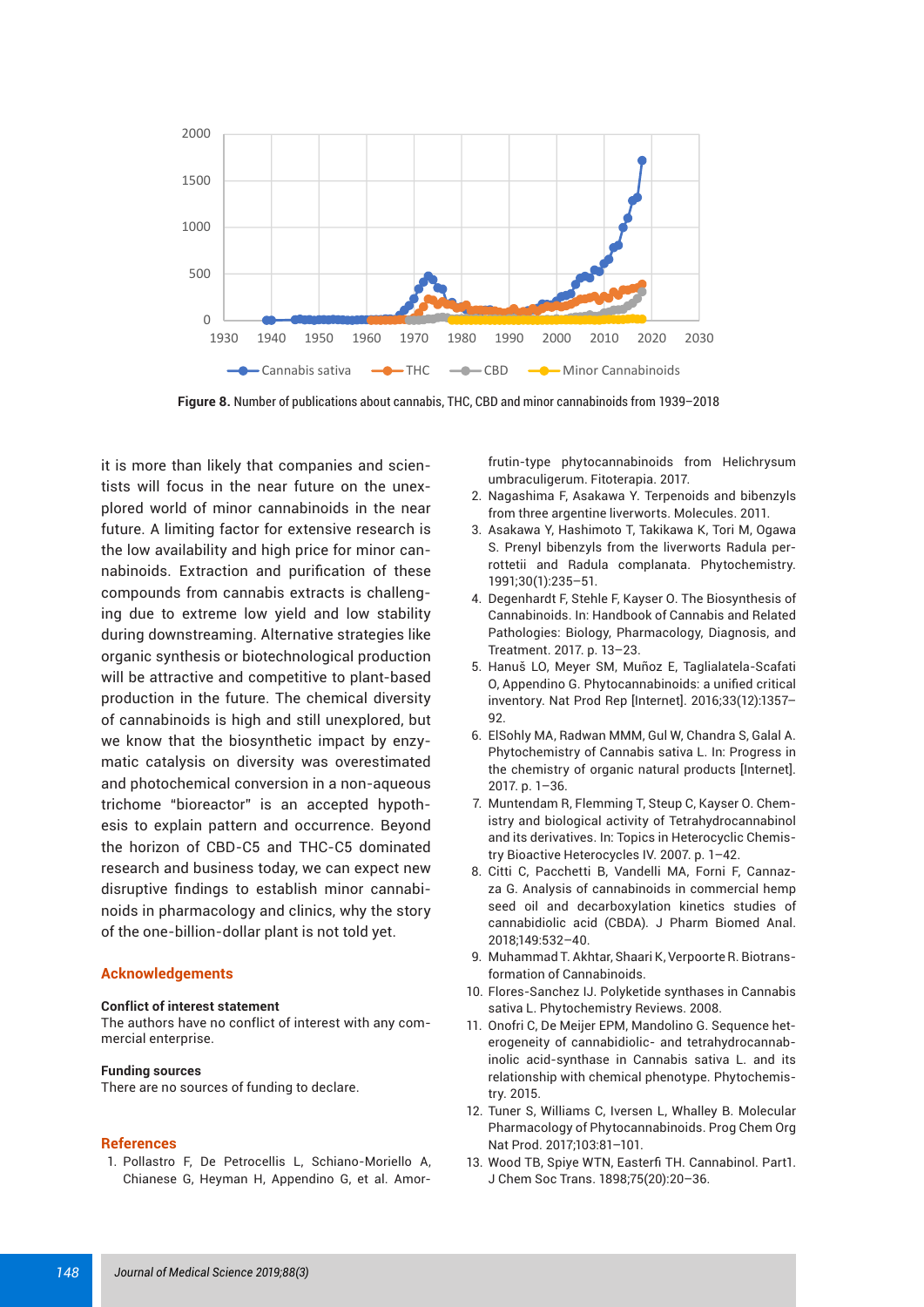**Figure 8.** Number of publications about cannabis, THC, CBD and minor cannabinoids from 1939–2018

it is more than likely that companies and scientists will focus in the near future on the unexplored world of minor cannabinoids in the near future. A limiting factor for extensive research is the low availability and high price for minor cannabinoids. Extraction and purification of these compounds from cannabis extracts is challenging due to extreme low yield and low stability during downstreaming. Alternative strategies like organic synthesis or biotechnological production will be attractive and competitive to plant-based production in the future. The chemical diversity of cannabinoids is high and still unexplored, but we know that the biosynthetic impact by enzymatic catalysis on diversity was overestimated and photochemical conversion in a non-aqueous trichome "bioreactor" is an accepted hypothesis to explain pattern and occurrence. Beyond the horizon of CBD-C5 and THC-C5 dominated research and business today, we can expect new disruptive findings to establish minor cannabinoids in pharmacology and clinics, why the story of the one-billion-dollar plant is not told yet.

## Acknowledgements

**Conflict of interest statement**

The authors have no conflict of interest with any commercial enterprise.

**Funding sources**

There are no sources of funding to declare.

## References

1. Pollastro F, De Petrocellis L, Schiano-Moriello A, Chianese G, Heyman H, Appendino G, et al. Amorfrutin-type phytocannabinoids from Helichrysum umbraculigerum. Fitoterapia. 2017.
2. Nagashima F, Asakawa Y. Terpenoids and bibenzyls from three argentine liverworts. Molecules. 2011.
3. Asakawa Y, Hashimoto T, Takikawa K, Tori M, Ogawa S. Prenyl bibenzyls from the liverworts Radula perrottetii and Radula complanata. Phytochemistry. 1991;30(1):235–51.
4. Degenhardt F, Stehle F, Kayser O. The Biosynthesis of Cannabinoids. In: Handbook of Cannabis and Related Pathologies: Biology, Pharmacology, Diagnosis, and Treatment. 2017. p. 13–23.
5. Hanuš LO, Meyer SM, Muñoz E, Taglialatela-Scafati O, Appendino G. Phytocannabinoids: a unified critical inventory. Nat Prod Rep [Internet]. 2016;33(12):1357–92.
6. ElSohly MA, Radwan MMM, Gul W, Chandra S, Galal A. Phytochemistry of Cannabis sativa L. In: Progress in the chemistry of organic natural products [Internet]. 2017. p. 1–36.
7. Muntendam R, Flemming T, Steup C, Kayser O. Chemistry and biological activity of Tetrahydrocannabinol and its derivatives. In: Topics in Heterocyclic Chemistry Bioactive Heterocycles IV. 2007. p. 1–42.
8. Citti C, Pacchetti B, Vandelli MA, Forni F, Cannazza G. Analysis of cannabinoids in commercial hemp seed oil and decarboxylation kinetics studies of cannabidiolic acid (CBDA). J Pharm Biomed Anal. 2018;149:532–40.
9. Muhammad T. Akhtar, Shaari K, Verpoorte R. Biotransformation of Cannabinoids.
10. Flores-Sanchez IJ. Polyketide synthases in Cannabis sativa L. Phytochemistry Reviews. 2008.
11. Onofri C, De Meijer EPM, Mandolino G. Sequence heterogeneity of cannabidiolic- and tetrahydrocannabinolic acid-synthase in Cannabis sativa L. and its relationship with chemical phenotype. Phytochemistry. 2015.
12. Tuner S, Williams C, Iversen L, Whalley B. Molecular Pharmacology of Phytocannabinoids. Prog Chem Org Nat Prod. 2017;103:81–101.
13. Wood TB, Spiye WTN, Easterfi TH. Cannabinol. Part1. J Chem Soc Trans. 1898;75(20):20–36.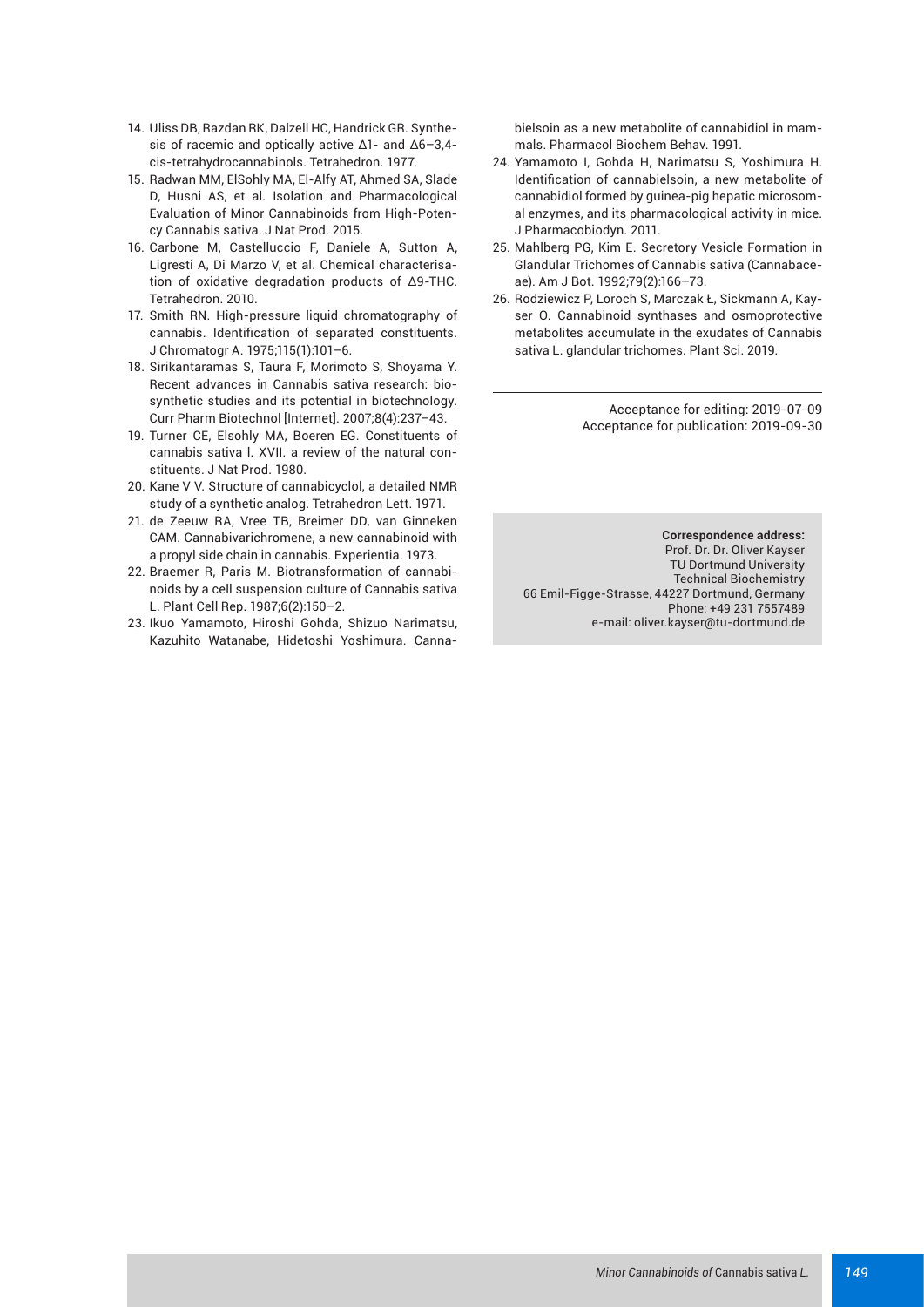14. Uliss DB, Razdan RK, Dalzell HC, Handrick GR. Synthesis of racemic and optically active Δ1- and Δ6–3,4-cis-tetrahydrocannabinols. Tetrahedron. 1977.
15. Radwan MM, ElSohly MA, El-Alfy AT, Ahmed SA, Slade D, Husni AS, et al. Isolation and Pharmacological Evaluation of Minor Cannabinoids from High-Potency Cannabis sativa. J Nat Prod. 2015.
16. Carbone M, Castelluccio F, Daniele A, Sutton A, Ligresti A, Di Marzo V, et al. Chemical characterisation of oxidative degradation products of Δ9-THC. Tetrahedron. 2010.
17. Smith RN. High-pressure liquid chromatography of cannabis. Identification of separated constituents. J Chromatogr A. 1975;115(1):101–6.
18. Sirikantaramas S, Taura F, Morimoto S, Shoyama Y. Recent advances in Cannabis sativa research: biosynthetic studies and its potential in biotechnology. Curr Pharm Biotechnol [Internet]. 2007;8(4):237–43.
19. Turner CE, Elsohly MA, Boeren EG. Constituents of cannabis sativa l. XVII. a review of the natural constituents. J Nat Prod. 1980.
20. Kane V V. Structure of cannabicyclol, a detailed NMR study of a synthetic analog. Tetrahedron Lett. 1971.
21. de Zeeuw RA, Vree TB, Breimer DD, van Ginneken CAM. Cannabivarichromene, a new cannabinoid with a propyl side chain in cannabis. Experientia. 1973.
22. Braemer R, Paris M. Biotransformation of cannabinoids by a cell suspension culture of Cannabis sativa L. Plant Cell Rep. 1987;6(2):150–2.
23. Ikuo Yamamoto, Hiroshi Gohda, Shizuo Narimatsu, Kazuhito Watanabe, Hidetoshi Yoshimura. Cannabielsoin as a new metabolite of cannabidiol in mammals. Pharmacol Biochem Behav. 1991.
24. Yamamoto I, Gohda H, Narimatsu S, Yoshimura H. Identification of cannabielsoin, a new metabolite of cannabidiol formed by guinea-pig hepatic microsomal enzymes, and its pharmacological activity in mice. J Pharmacobiodyn. 2011.
25. Mahlberg PG, Kim E. Secretory Vesicle Formation in Glandular Trichomes of Cannabis sativa (Cannabaceae). Am J Bot. 1992;79(2):166–73.
26. Rodziewicz P, Loroch S, Marczak Ł, Sickmann A, Kayser O. Cannabinoid synthases and osmoprotective metabolites accumulate in the exudates of Cannabis sativa L. glandular trichomes. Plant Sci. 2019.

Acceptance for editing: 2019-07-09
Acceptance for publication: 2019-09-30

**Correspondence address:**
Prof. Dr. Dr. Oliver Kayser
TU Dortmund University
Technical Biochemistry
66 Emil-Figge-Strasse, 44227 Dortmund, Germany
Phone: +49 231 7557489
e-mail: oliver.kayser@tu-dortmund.de